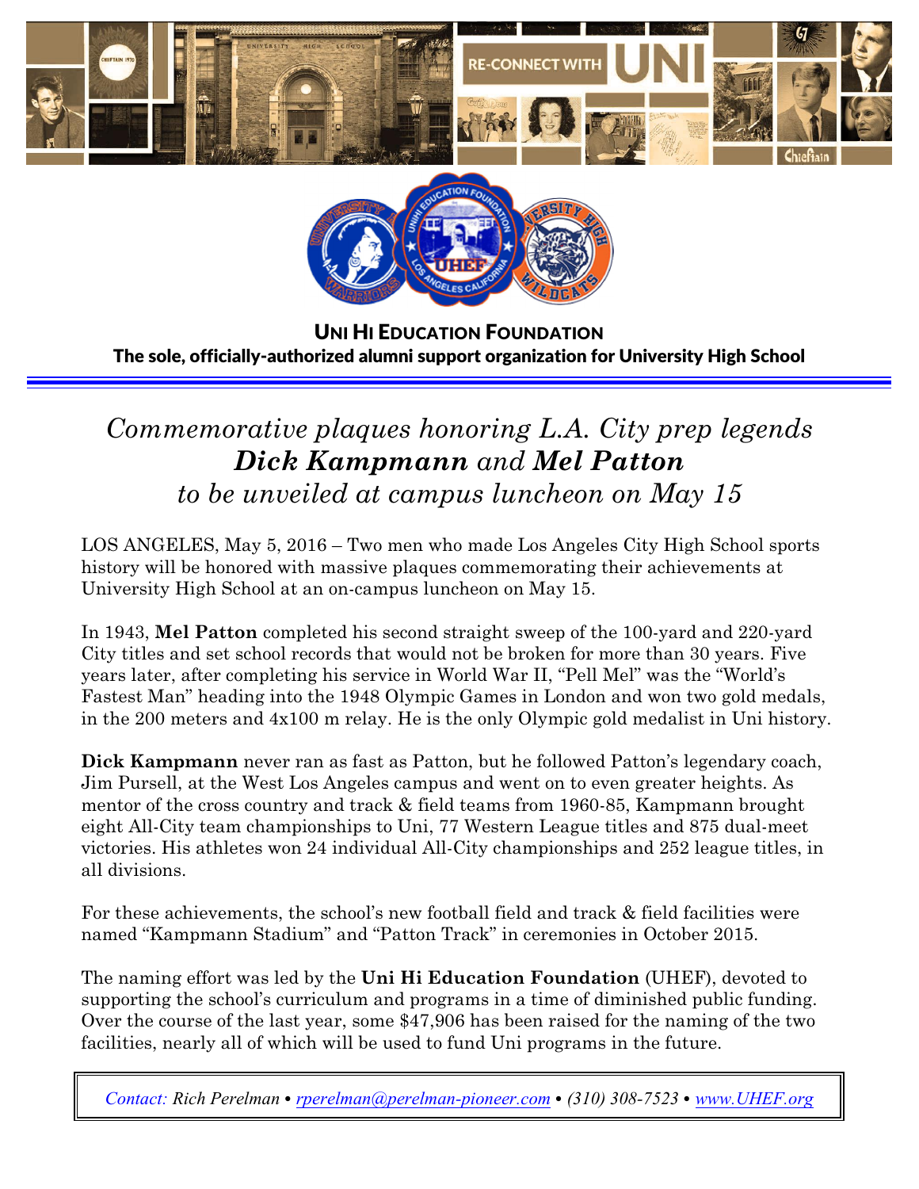**UNI HI EDUCATION FOUNDATION**

**The sole, officially-authorized alumni support organization for University High School**

# *Commemorative plaques honoring L.A. City prep legends* ***Dick Kampmann*** *and* ***Mel Patton*** *to be unveiled at campus luncheon on May 15*

LOS ANGELES, May 5, 2016 – Two men who made Los Angeles City High School sports history will be honored with massive plaques commemorating their achievements at University High School at an on-campus luncheon on May 15.

In 1943, **Mel Patton** completed his second straight sweep of the 100-yard and 220-yard City titles and set school records that would not be broken for more than 30 years. Five years later, after completing his service in World War II, "Pell Mel" was the "World's Fastest Man" heading into the 1948 Olympic Games in London and won two gold medals, in the 200 meters and 4x100 m relay. He is the only Olympic gold medalist in Uni history.

**Dick Kampmann** never ran as fast as Patton, but he followed Patton's legendary coach, Jim Pursell, at the West Los Angeles campus and went on to even greater heights. As mentor of the cross country and track & field teams from 1960-85, Kampmann brought eight All-City team championships to Uni, 77 Western League titles and 875 dual-meet victories. His athletes won 24 individual All-City championships and 252 league titles, in all divisions.

For these achievements, the school's new football field and track & field facilities were named "Kampmann Stadium" and "Patton Track" in ceremonies in October 2015.

The naming effort was led by the **Uni Hi Education Foundation** (UHEF), devoted to supporting the school's curriculum and programs in a time of diminished public funding. Over the course of the last year, some $47,906 has been raised for the naming of the two facilities, nearly all of which will be used to fund Uni programs in the future.

*Contact: Rich Perelman • rperelman@perelman-pioneer.com • (310) 308-7523 • www.UHEF.org*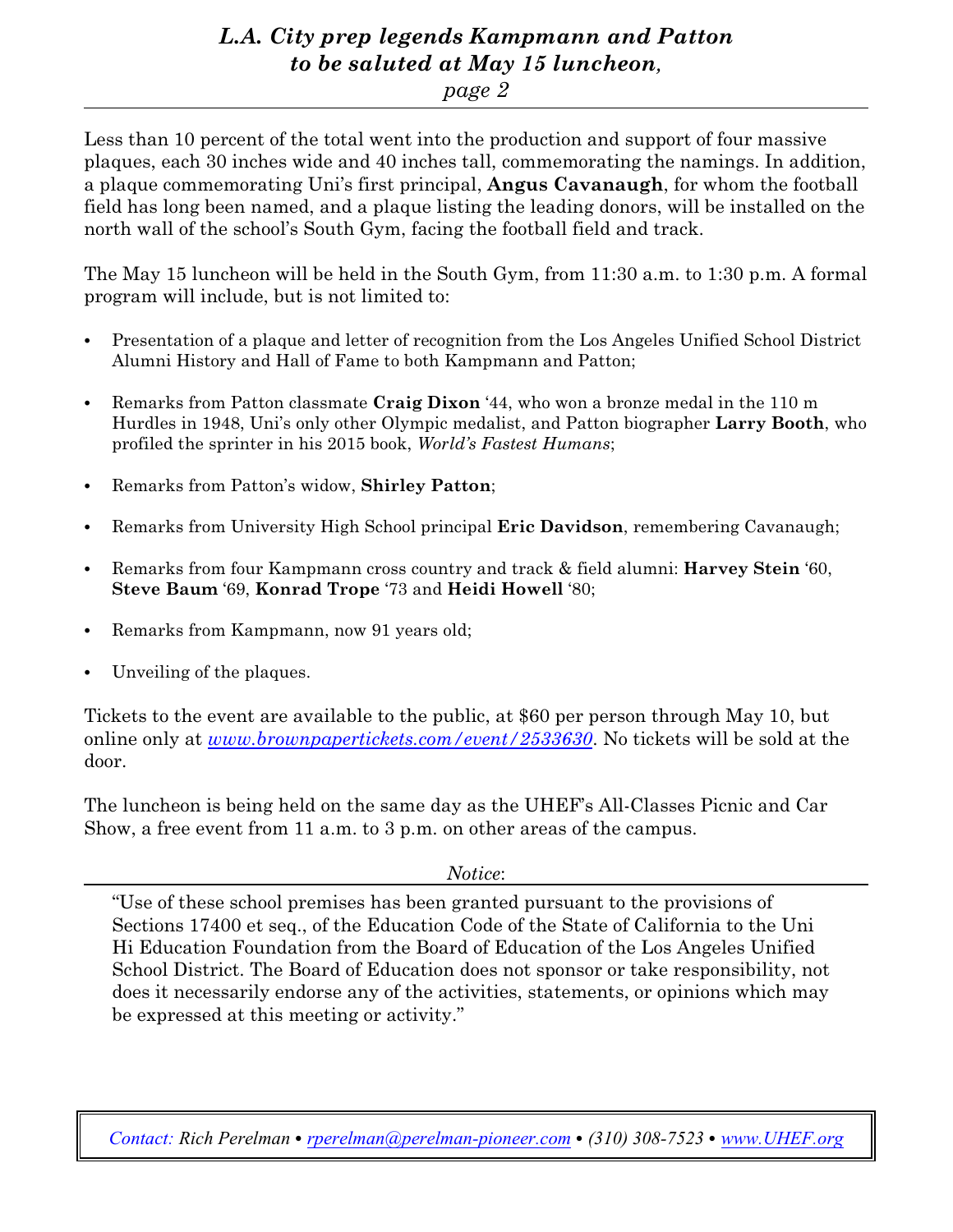Less than 10 percent of the total went into the production and support of four massive plaques, each 30 inches wide and 40 inches tall, commemorating the namings. In addition, a plaque commemorating Uni's first principal, **Angus Cavanaugh**, for whom the football field has long been named, and a plaque listing the leading donors, will be installed on the north wall of the school's South Gym, facing the football field and track.

The May 15 luncheon will be held in the South Gym, from 11:30 a.m. to 1:30 p.m. A formal program will include, but is not limited to:

- Presentation of a plaque and letter of recognition from the Los Angeles Unified School District Alumni History and Hall of Fame to both Kampmann and Patton;
- Remarks from Patton classmate **Craig Dixon** '44, who won a bronze medal in the 110 m Hurdles in 1948, Uni's only other Olympic medalist, and Patton biographer **Larry Booth**, who profiled the sprinter in his 2015 book, *World's Fastest Humans*;
- Remarks from Patton's widow, **Shirley Patton**;
- Remarks from University High School principal **Eric Davidson**, remembering Cavanaugh;
- Remarks from four Kampmann cross country and track & field alumni: **Harvey Stein** '60, **Steve Baum** '69, **Konrad Trope** '73 and **Heidi Howell** '80;
- Remarks from Kampmann, now 91 years old;
- Unveiling of the plaques.

Tickets to the event are available to the public, at $60 per person through May 10, but online only at *www.brownpapertickets.com/event/2533630*. No tickets will be sold at the door.

The luncheon is being held on the same day as the UHEF's All-Classes Picnic and Car Show, a free event from 11 a.m. to 3 p.m. on other areas of the campus.

*Notice*:

"Use of these school premises has been granted pursuant to the provisions of Sections 17400 et seq., of the Education Code of the State of California to the Uni Hi Education Foundation from the Board of Education of the Los Angeles Unified School District. The Board of Education does not sponsor or take responsibility, not does it necessarily endorse any of the activities, statements, or opinions which may be expressed at this meeting or activity."

*Contact: Rich Perelman • rperelman@perelman-pioneer.com • (310) 308-7523 • www.UHEF.org*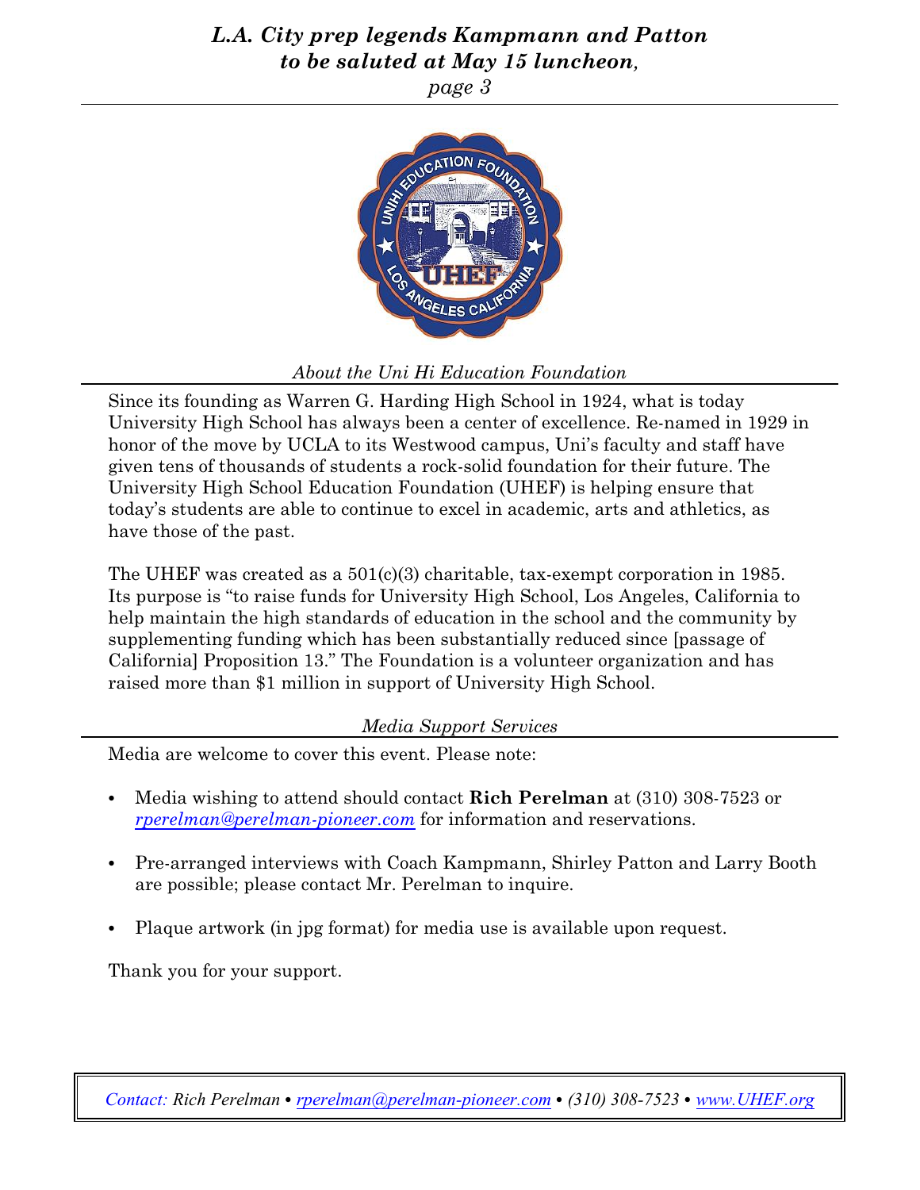## About the Uni Hi Education Foundation

Since its founding as Warren G. Harding High School in 1924, what is today University High School has always been a center of excellence. Re-named in 1929 in honor of the move by UCLA to its Westwood campus, Uni's faculty and staff have given tens of thousands of students a rock-solid foundation for their future. The University High School Education Foundation (UHEF) is helping ensure that today's students are able to continue to excel in academic, arts and athletics, as have those of the past.

The UHEF was created as a 501(c)(3) charitable, tax-exempt corporation in 1985. Its purpose is "to raise funds for University High School, Los Angeles, California to help maintain the high standards of education in the school and the community by supplementing funding which has been substantially reduced since [passage of California] Proposition 13." The Foundation is a volunteer organization and has raised more than $1 million in support of University High School.

## Media Support Services

Media are welcome to cover this event. Please note:

- Media wishing to attend should contact **Rich Perelman** at (310) 308-7523 or *rperelman@perelman-pioneer.com* for information and reservations.
- Pre-arranged interviews with Coach Kampmann, Shirley Patton and Larry Booth are possible; please contact Mr. Perelman to inquire.
- Plaque artwork (in jpg format) for media use is available upon request.

Thank you for your support.